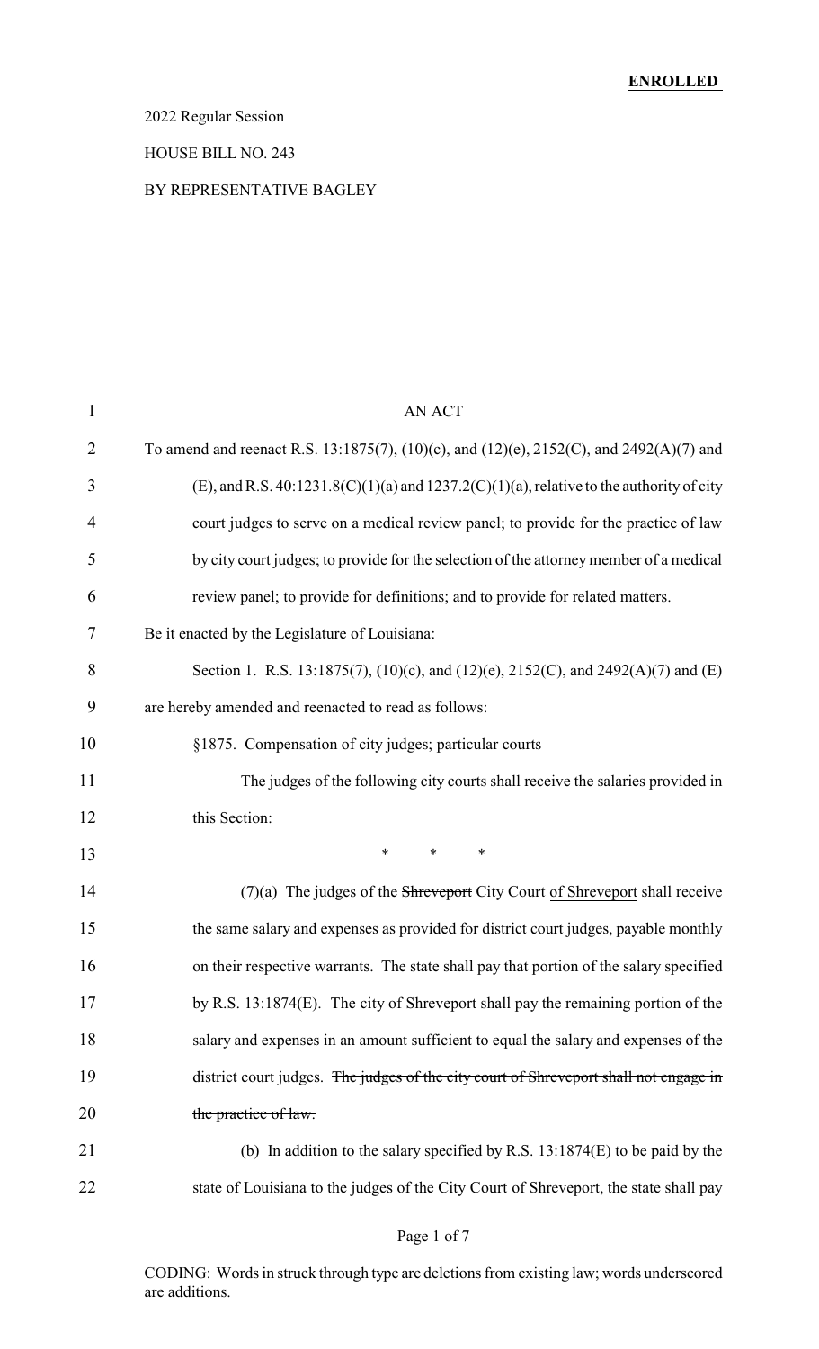**ENROLLED**

2022 Regular Session

HOUSE BILL NO. 243

BY REPRESENTATIVE BAGLEY

AN ACT

To amend and reenact R.S. 13:1875(7), (10)(c), and (12)(e), 2152(C), and 2492(A)(7) and (E), and R.S. 40:1231.8(C)(1)(a) and 1237.2(C)(1)(a), relative to the authority of city court judges to serve on a medical review panel; to provide for the practice of law by city court judges; to provide for the selection of the attorney member of a medical review panel; to provide for definitions; and to provide for related matters.

Be it enacted by the Legislature of Louisiana:

Section 1. R.S. 13:1875(7), (10)(c), and (12)(e), 2152(C), and 2492(A)(7) and (E) are hereby amended and reenacted to read as follows:

§1875. Compensation of city judges; particular courts

The judges of the following city courts shall receive the salaries provided in this Section:

\* \* \*

(7)(a) The judges of the ~~Shreveport~~ City Court <u>of Shreveport</u> shall receive the same salary and expenses as provided for district court judges, payable monthly on their respective warrants. The state shall pay that portion of the salary specified by R.S. 13:1874(E). The city of Shreveport shall pay the remaining portion of the salary and expenses in an amount sufficient to equal the salary and expenses of the district court judges. ~~The judges of the city court of Shreveport shall not engage in the practice of law.~~

(b) In addition to the salary specified by R.S. 13:1874(E) to be paid by the state of Louisiana to the judges of the City Court of Shreveport, the state shall pay

CODING: Words in ~~struck through~~ type are deletions from existing law; words <u>underscored</u> are additions.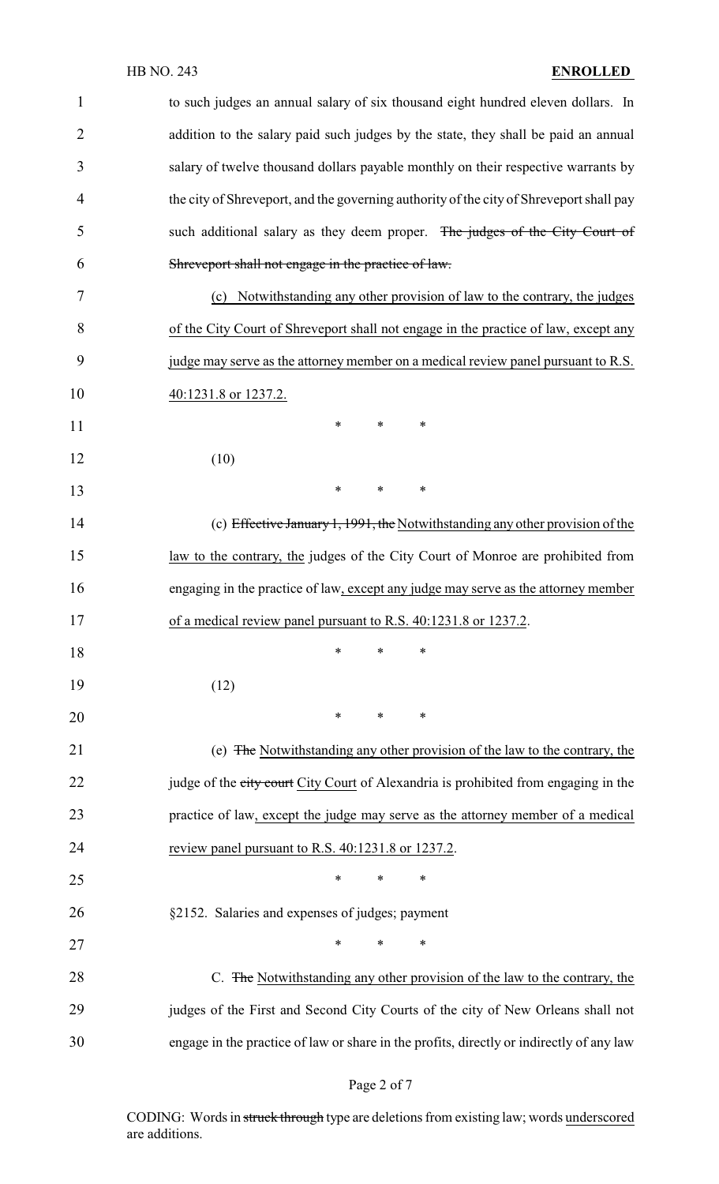to such judges an annual salary of six thousand eight hundred eleven dollars. In addition to the salary paid such judges by the state, they shall be paid an annual salary of twelve thousand dollars payable monthly on their respective warrants by the city of Shreveport, and the governing authority of the city of Shreveport shall pay such additional salary as they deem proper. ~~The judges of the City Court of Shreveport shall not engage in the practice of law.~~

(c) Notwithstanding any other provision of law to the contrary, the judges of the City Court of Shreveport shall not engage in the practice of law, except any judge may serve as the attorney member on a medical review panel pursuant to R.S. 40:1231.8 or 1237.2.

\*　　\*　　\*

(10)

\*　　\*　　\*

(c) ~~Effective January 1, 1991, the~~ Notwithstanding any other provision of the law to the contrary, the judges of the City Court of Monroe are prohibited from engaging in the practice of law, except any judge may serve as the attorney member of a medical review panel pursuant to R.S. 40:1231.8 or 1237.2.

\*　　\*　　\*

(12)

\*　　\*　　\*

(e) ~~The~~ Notwithstanding any other provision of the law to the contrary, the judge of the ~~city court~~ City Court of Alexandria is prohibited from engaging in the practice of law, except the judge may serve as the attorney member of a medical review panel pursuant to R.S. 40:1231.8 or 1237.2.

\*　　\*　　\*

§2152. Salaries and expenses of judges; payment

\*　　\*　　\*

C. ~~The~~ Notwithstanding any other provision of the law to the contrary, the judges of the First and Second City Courts of the city of New Orleans shall not engage in the practice of law or share in the profits, directly or indirectly of any law

CODING: Words in ~~struck through~~ type are deletions from existing law; words underscored are additions.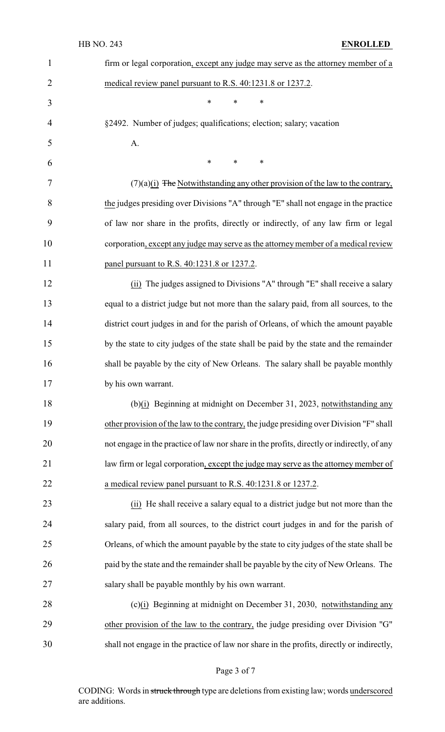firm or legal corporation, except any judge may serve as the attorney member of a medical review panel pursuant to R.S. 40:1231.8 or 1237.2.

\* \* \*

§2492. Number of judges; qualifications; election; salary; vacation

A.

\* \* \*

(7)(a)(i) ~~The~~ Notwithstanding any other provision of the law to the contrary, the judges presiding over Divisions "A" through "E" shall not engage in the practice of law nor share in the profits, directly or indirectly, of any law firm or legal corporation, except any judge may serve as the attorney member of a medical review panel pursuant to R.S. 40:1231.8 or 1237.2.

(ii) The judges assigned to Divisions "A" through "E" shall receive a salary equal to a district judge but not more than the salary paid, from all sources, to the district court judges in and for the parish of Orleans, of which the amount payable by the state to city judges of the state shall be paid by the state and the remainder shall be payable by the city of New Orleans. The salary shall be payable monthly by his own warrant.

(b)(i) Beginning at midnight on December 31, 2023, notwithstanding any other provision of the law to the contrary, the judge presiding over Division "F" shall not engage in the practice of law nor share in the profits, directly or indirectly, of any law firm or legal corporation, except the judge may serve as the attorney member of a medical review panel pursuant to R.S. 40:1231.8 or 1237.2.

(ii) He shall receive a salary equal to a district judge but not more than the salary paid, from all sources, to the district court judges in and for the parish of Orleans, of which the amount payable by the state to city judges of the state shall be paid by the state and the remainder shall be payable by the city of New Orleans. The salary shall be payable monthly by his own warrant.

(c)(i) Beginning at midnight on December 31, 2030, notwithstanding any other provision of the law to the contrary, the judge presiding over Division "G" shall not engage in the practice of law nor share in the profits, directly or indirectly,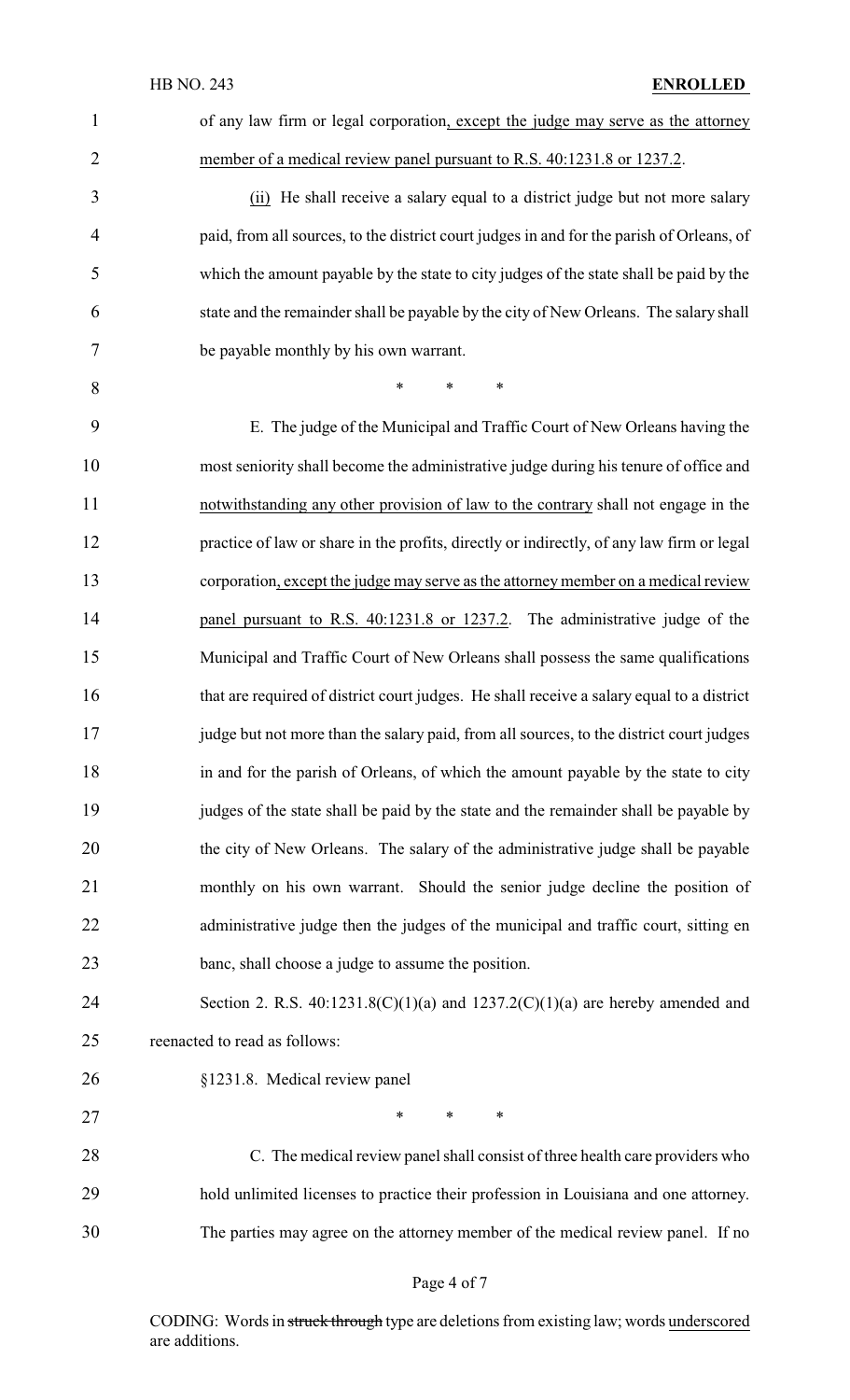of any law firm or legal corporation<u>, except the judge may serve as the attorney member of a medical review panel pursuant to R.S. 40:1231.8 or 1237.2</u>.

<u>(ii)</u> He shall receive a salary equal to a district judge but not more salary paid, from all sources, to the district court judges in and for the parish of Orleans, of which the amount payable by the state to city judges of the state shall be paid by the state and the remainder shall be payable by the city of New Orleans. The salary shall be payable monthly by his own warrant.

\* \* \*

E. The judge of the Municipal and Traffic Court of New Orleans having the most seniority shall become the administrative judge during his tenure of office and <u>notwithstanding any other provision of law to the contrary</u> shall not engage in the practice of law or share in the profits, directly or indirectly, of any law firm or legal corporation<u>, except the judge may serve as the attorney member on a medical review panel pursuant to R.S. 40:1231.8 or 1237.2</u>. The administrative judge of the Municipal and Traffic Court of New Orleans shall possess the same qualifications that are required of district court judges. He shall receive a salary equal to a district judge but not more than the salary paid, from all sources, to the district court judges in and for the parish of Orleans, of which the amount payable by the state to city judges of the state shall be paid by the state and the remainder shall be payable by the city of New Orleans. The salary of the administrative judge shall be payable monthly on his own warrant. Should the senior judge decline the position of administrative judge then the judges of the municipal and traffic court, sitting en banc, shall choose a judge to assume the position.

Section 2. R.S. 40:1231.8(C)(1)(a) and 1237.2(C)(1)(a) are hereby amended and reenacted to read as follows:

§1231.8. Medical review panel

\* \* \*

C. The medical review panel shall consist of three health care providers who hold unlimited licenses to practice their profession in Louisiana and one attorney. The parties may agree on the attorney member of the medical review panel. If no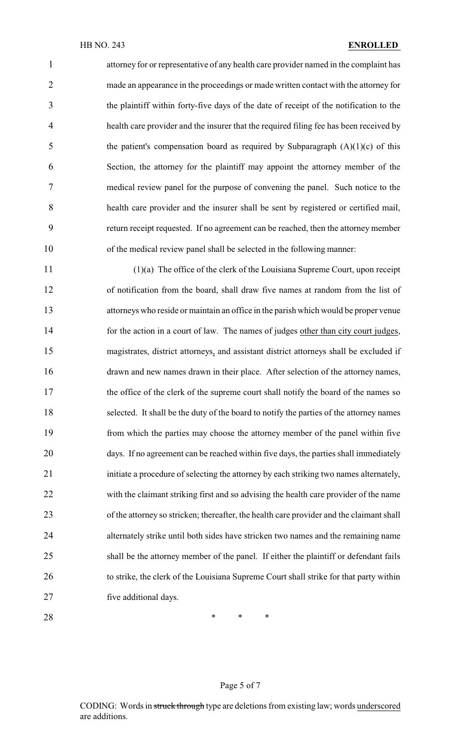attorney for or representative of any health care provider named in the complaint has made an appearance in the proceedings or made written contact with the attorney for the plaintiff within forty-five days of the date of receipt of the notification to the health care provider and the insurer that the required filing fee has been received by the patient's compensation board as required by Subparagraph (A)(1)(c) of this Section, the attorney for the plaintiff may appoint the attorney member of the medical review panel for the purpose of convening the panel. Such notice to the health care provider and the insurer shall be sent by registered or certified mail, return receipt requested. If no agreement can be reached, then the attorney member of the medical review panel shall be selected in the following manner:

(1)(a) The office of the clerk of the Louisiana Supreme Court, upon receipt of notification from the board, shall draw five names at random from the list of attorneys who reside or maintain an office in the parish which would be proper venue for the action in a court of law. The names of judges <u>other than city court judges</u>, magistrates, district attorneys<u>,</u> and assistant district attorneys shall be excluded if drawn and new names drawn in their place. After selection of the attorney names, the office of the clerk of the supreme court shall notify the board of the names so selected. It shall be the duty of the board to notify the parties of the attorney names from which the parties may choose the attorney member of the panel within five days. If no agreement can be reached within five days, the parties shall immediately initiate a procedure of selecting the attorney by each striking two names alternately, with the claimant striking first and so advising the health care provider of the name of the attorney so stricken; thereafter, the health care provider and the claimant shall alternately strike until both sides have stricken two names and the remaining name shall be the attorney member of the panel. If either the plaintiff or defendant fails to strike, the clerk of the Louisiana Supreme Court shall strike for that party within five additional days.

\* \* \*

CODING: Words in ~~struck through~~ type are deletions from existing law; words <u>underscored</u> are additions.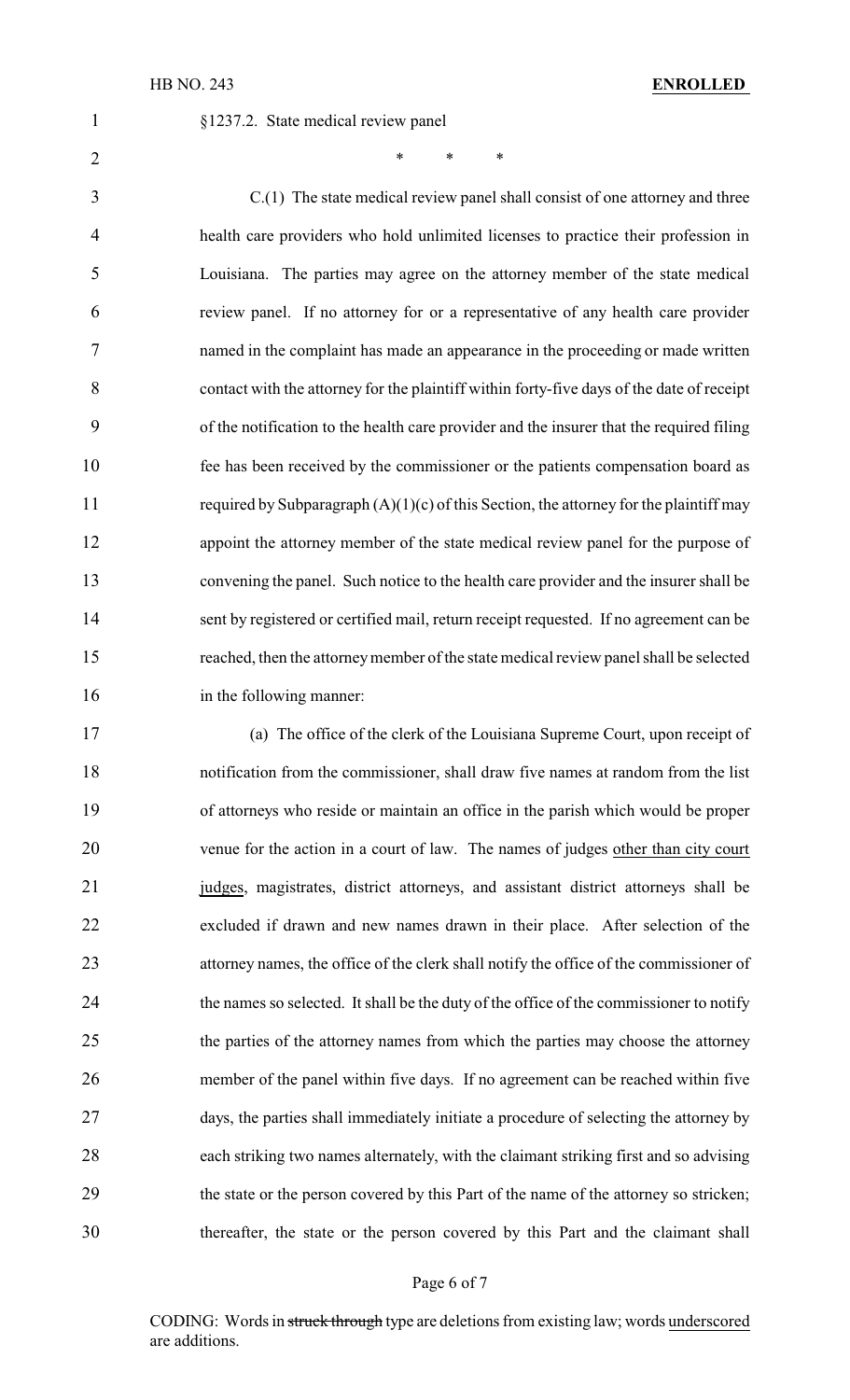§1237.2. State medical review panel

\* \* \*

C.(1) The state medical review panel shall consist of one attorney and three health care providers who hold unlimited licenses to practice their profession in Louisiana. The parties may agree on the attorney member of the state medical review panel. If no attorney for or a representative of any health care provider named in the complaint has made an appearance in the proceeding or made written contact with the attorney for the plaintiff within forty-five days of the date of receipt of the notification to the health care provider and the insurer that the required filing fee has been received by the commissioner or the patients compensation board as required by Subparagraph (A)(1)(c) of this Section, the attorney for the plaintiff may appoint the attorney member of the state medical review panel for the purpose of convening the panel. Such notice to the health care provider and the insurer shall be sent by registered or certified mail, return receipt requested. If no agreement can be reached, then the attorney member of the state medical review panel shall be selected in the following manner:

(a) The office of the clerk of the Louisiana Supreme Court, upon receipt of notification from the commissioner, shall draw five names at random from the list of attorneys who reside or maintain an office in the parish which would be proper venue for the action in a court of law. The names of judges <u>other than city court judges</u>, magistrates, district attorneys, and assistant district attorneys shall be excluded if drawn and new names drawn in their place. After selection of the attorney names, the office of the clerk shall notify the office of the commissioner of the names so selected. It shall be the duty of the office of the commissioner to notify the parties of the attorney names from which the parties may choose the attorney member of the panel within five days. If no agreement can be reached within five days, the parties shall immediately initiate a procedure of selecting the attorney by each striking two names alternately, with the claimant striking first and so advising the state or the person covered by this Part of the name of the attorney so stricken; thereafter, the state or the person covered by this Part and the claimant shall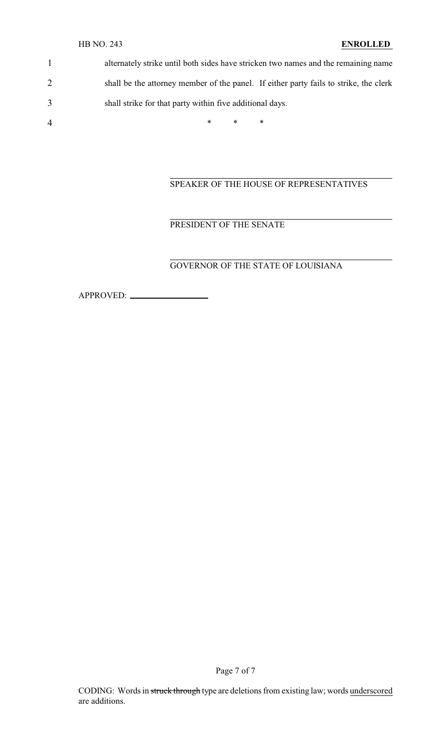alternately strike until both sides have stricken two names and the remaining name shall be the attorney member of the panel. If either party fails to strike, the clerk shall strike for that party within five additional days.

\* \* \*

SPEAKER OF THE HOUSE OF REPRESENTATIVES

PRESIDENT OF THE SENATE

GOVERNOR OF THE STATE OF LOUISIANA

APPROVED: \_\_\_\_\_\_\_\_\_\_\_\_\_\_\_\_\_\_

CODING: Words in struck through type are deletions from existing law; words underscored are additions.